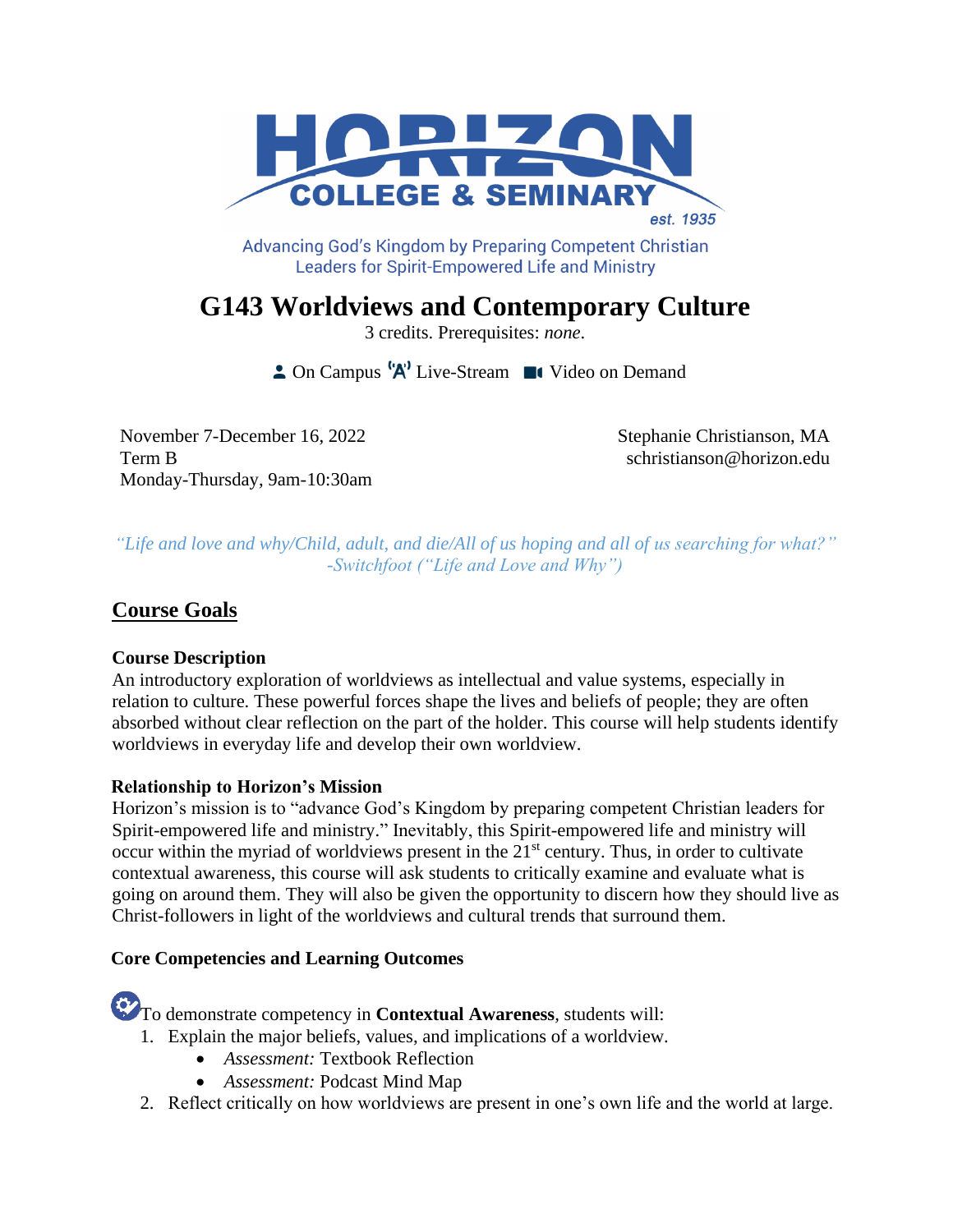HORIZON COLLEGE & SEMINARY

est. 1935

Advancing God's Kingdom by Preparing Competent Christian Leaders for Spirit-Empowered Life and Ministry

# G143 Worldviews and Contemporary Culture

3 credits. Prerequisites: *none*.

On Campus Live-Stream Video on Demand

November 7-December 16, 2022
Term B
Monday-Thursday, 9am-10:30am

Stephanie Christianson, MA
schristianson@horizon.edu

*"Life and love and why/Child, adult, and die/All of us hoping and all of us searching for what?"*
*-Switchfoot ("Life and Love and Why")*

## Course Goals

### Course Description

An introductory exploration of worldviews as intellectual and value systems, especially in relation to culture. These powerful forces shape the lives and beliefs of people; they are often absorbed without clear reflection on the part of the holder. This course will help students identify worldviews in everyday life and develop their own worldview.

### Relationship to Horizon's Mission

Horizon's mission is to "advance God's Kingdom by preparing competent Christian leaders for Spirit-empowered life and ministry." Inevitably, this Spirit-empowered life and ministry will occur within the myriad of worldviews present in the 21st century. Thus, in order to cultivate contextual awareness, this course will ask students to critically examine and evaluate what is going on around them. They will also be given the opportunity to discern how they should live as Christ-followers in light of the worldviews and cultural trends that surround them.

### Core Competencies and Learning Outcomes

To demonstrate competency in **Contextual Awareness**, students will:

1. Explain the major beliefs, values, and implications of a worldview.
   - *Assessment:* Textbook Reflection
   - *Assessment:* Podcast Mind Map
2. Reflect critically on how worldviews are present in one's own life and the world at large.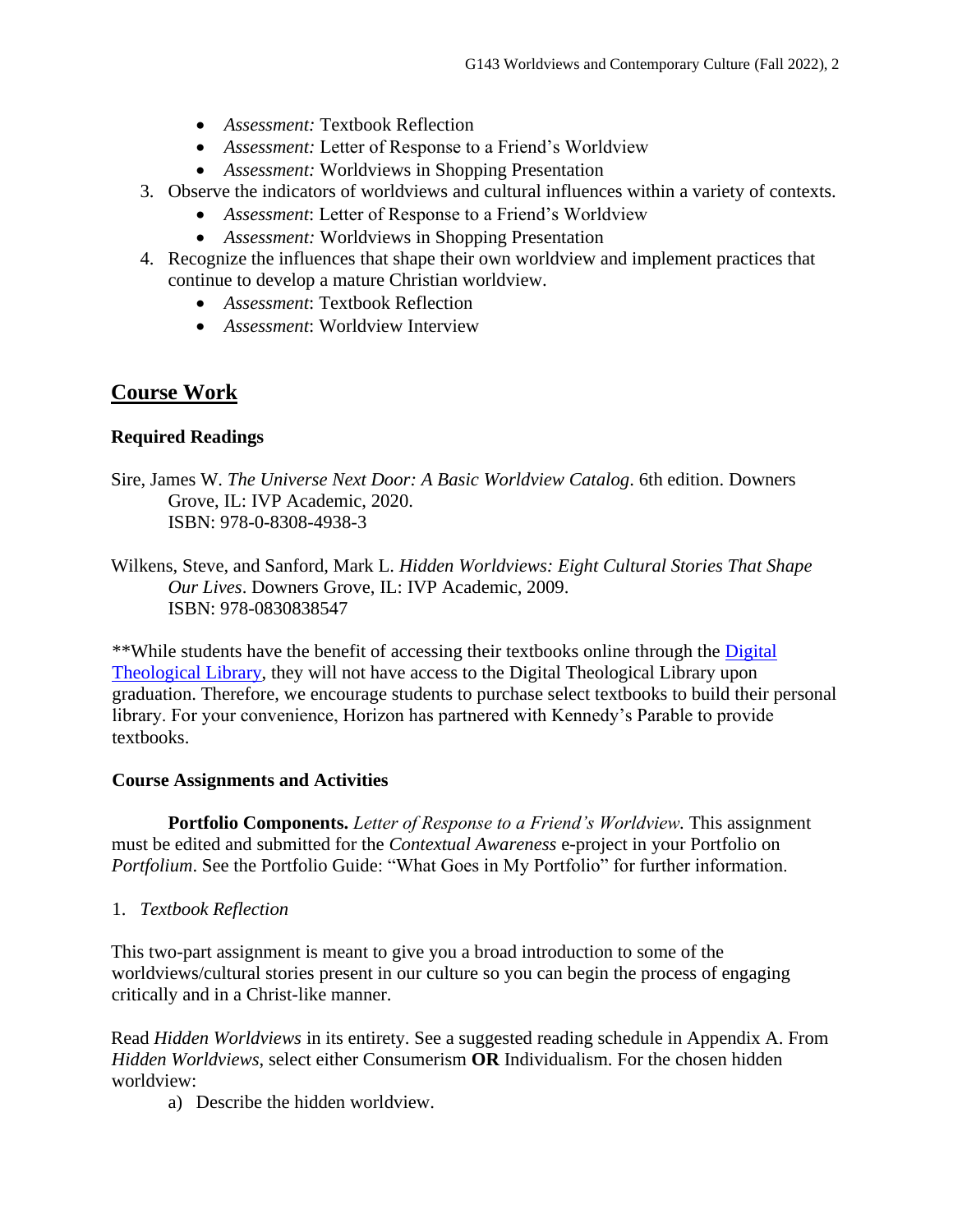- *Assessment:* Textbook Reflection
- *Assessment:* Letter of Response to a Friend's Worldview
- *Assessment:* Worldviews in Shopping Presentation

3. Observe the indicators of worldviews and cultural influences within a variety of contexts.
    - *Assessment*: Letter of Response to a Friend's Worldview
    - *Assessment:* Worldviews in Shopping Presentation
4. Recognize the influences that shape their own worldview and implement practices that continue to develop a mature Christian worldview.
    - *Assessment*: Textbook Reflection
    - *Assessment*: Worldview Interview

## Course Work

### Required Readings

Sire, James W. *The Universe Next Door: A Basic Worldview Catalog*. 6th edition. Downers Grove, IL: IVP Academic, 2020.
ISBN: 978-0-8308-4938-3

Wilkens, Steve, and Sanford, Mark L. *Hidden Worldviews: Eight Cultural Stories That Shape Our Lives*. Downers Grove, IL: IVP Academic, 2009.
ISBN: 978-0830838547

**While students have the benefit of accessing their textbooks online through the Digital Theological Library, they will not have access to the Digital Theological Library upon graduation. Therefore, we encourage students to purchase select textbooks to build their personal library. For your convenience, Horizon has partnered with Kennedy's Parable to provide textbooks.

### Course Assignments and Activities

**Portfolio Components.** *Letter of Response to a Friend's Worldview*. This assignment must be edited and submitted for the *Contextual Awareness* e-project in your Portfolio on *Portfolium*. See the Portfolio Guide: "What Goes in My Portfolio" for further information.

1. *Textbook Reflection*

This two-part assignment is meant to give you a broad introduction to some of the worldviews/cultural stories present in our culture so you can begin the process of engaging critically and in a Christ-like manner.

Read *Hidden Worldviews* in its entirety. See a suggested reading schedule in Appendix A. From *Hidden Worldviews*, select either Consumerism **OR** Individualism. For the chosen hidden worldview:

a) Describe the hidden worldview.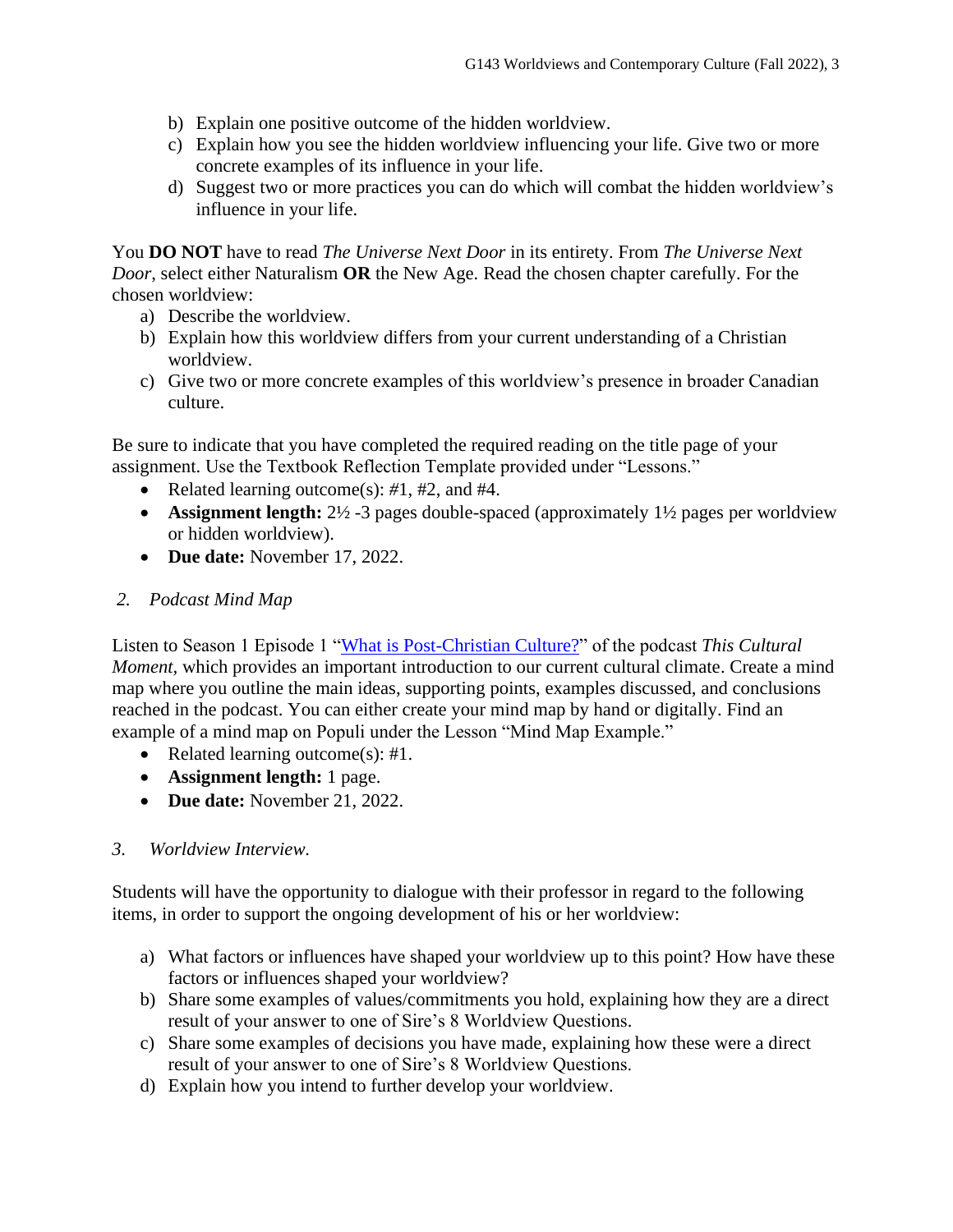b) Explain one positive outcome of the hidden worldview.
c) Explain how you see the hidden worldview influencing your life. Give two or more concrete examples of its influence in your life.
d) Suggest two or more practices you can do which will combat the hidden worldview's influence in your life.

You **DO NOT** have to read *The Universe Next Door* in its entirety. From *The Universe Next Door*, select either Naturalism **OR** the New Age. Read the chosen chapter carefully. For the chosen worldview:

a) Describe the worldview.
b) Explain how this worldview differs from your current understanding of a Christian worldview.
c) Give two or more concrete examples of this worldview's presence in broader Canadian culture.

Be sure to indicate that you have completed the required reading on the title page of your assignment. Use the Textbook Reflection Template provided under "Lessons."

- Related learning outcome(s): #1, #2, and #4.
- **Assignment length:** 2½ -3 pages double-spaced (approximately 1½ pages per worldview or hidden worldview).
- **Due date:** November 17, 2022.

*2. Podcast Mind Map*

Listen to Season 1 Episode 1 "What is Post-Christian Culture?" of the podcast *This Cultural Moment*, which provides an important introduction to our current cultural climate. Create a mind map where you outline the main ideas, supporting points, examples discussed, and conclusions reached in the podcast. You can either create your mind map by hand or digitally. Find an example of a mind map on Populi under the Lesson "Mind Map Example."

- Related learning outcome(s): #1.
- **Assignment length:** 1 page.
- **Due date:** November 21, 2022.

*3. Worldview Interview.*

Students will have the opportunity to dialogue with their professor in regard to the following items, in order to support the ongoing development of his or her worldview:

a) What factors or influences have shaped your worldview up to this point? How have these factors or influences shaped your worldview?
b) Share some examples of values/commitments you hold, explaining how they are a direct result of your answer to one of Sire's 8 Worldview Questions.
c) Share some examples of decisions you have made, explaining how these were a direct result of your answer to one of Sire's 8 Worldview Questions.
d) Explain how you intend to further develop your worldview.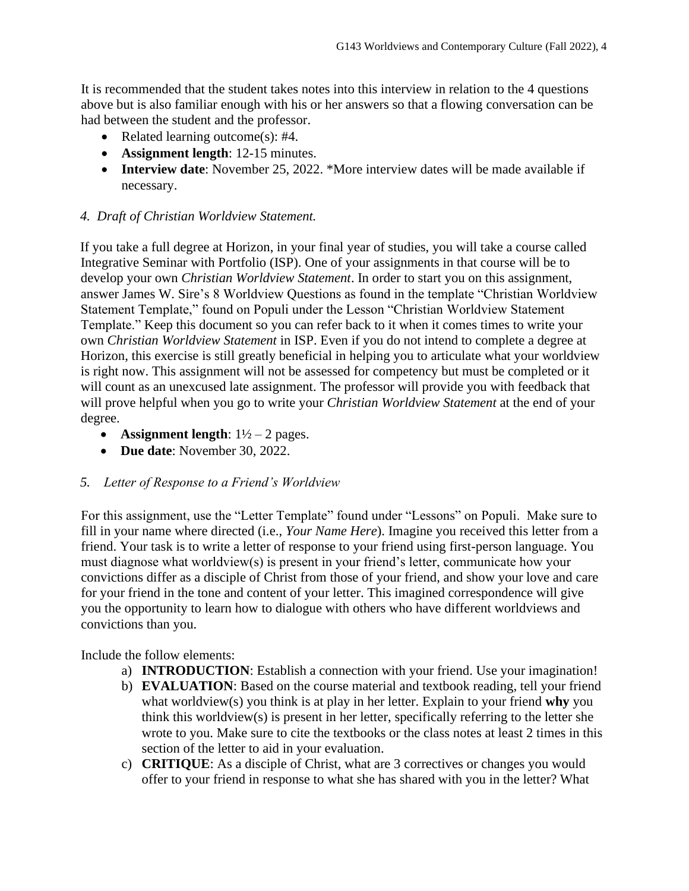It is recommended that the student takes notes into this interview in relation to the 4 questions above but is also familiar enough with his or her answers so that a flowing conversation can be had between the student and the professor.

- Related learning outcome(s): #4.
- **Assignment length**: 12-15 minutes.
- **Interview date**: November 25, 2022. *More interview dates will be made available if necessary.

### *4. Draft of Christian Worldview Statement.*

If you take a full degree at Horizon, in your final year of studies, you will take a course called Integrative Seminar with Portfolio (ISP). One of your assignments in that course will be to develop your own *Christian Worldview Statement*. In order to start you on this assignment, answer James W. Sire's 8 Worldview Questions as found in the template "Christian Worldview Statement Template," found on Populi under the Lesson "Christian Worldview Statement Template." Keep this document so you can refer back to it when it comes times to write your own *Christian Worldview Statement* in ISP. Even if you do not intend to complete a degree at Horizon, this exercise is still greatly beneficial in helping you to articulate what your worldview is right now. This assignment will not be assessed for competency but must be completed or it will count as an unexcused late assignment. The professor will provide you with feedback that will prove helpful when you go to write your *Christian Worldview Statement* at the end of your degree.

- **Assignment length**: 1½ – 2 pages.
- **Due date**: November 30, 2022.

### *5. Letter of Response to a Friend's Worldview*

For this assignment, use the "Letter Template" found under "Lessons" on Populi. Make sure to fill in your name where directed (i.e., *Your Name Here*). Imagine you received this letter from a friend. Your task is to write a letter of response to your friend using first-person language. You must diagnose what worldview(s) is present in your friend's letter, communicate how your convictions differ as a disciple of Christ from those of your friend, and show your love and care for your friend in the tone and content of your letter. This imagined correspondence will give you the opportunity to learn how to dialogue with others who have different worldviews and convictions than you.

Include the follow elements:

a) **INTRODUCTION**: Establish a connection with your friend. Use your imagination!

b) **EVALUATION**: Based on the course material and textbook reading, tell your friend what worldview(s) you think is at play in her letter. Explain to your friend **why** you think this worldview(s) is present in her letter, specifically referring to the letter she wrote to you. Make sure to cite the textbooks or the class notes at least 2 times in this section of the letter to aid in your evaluation.

c) **CRITIQUE**: As a disciple of Christ, what are 3 correctives or changes you would offer to your friend in response to what she has shared with you in the letter? What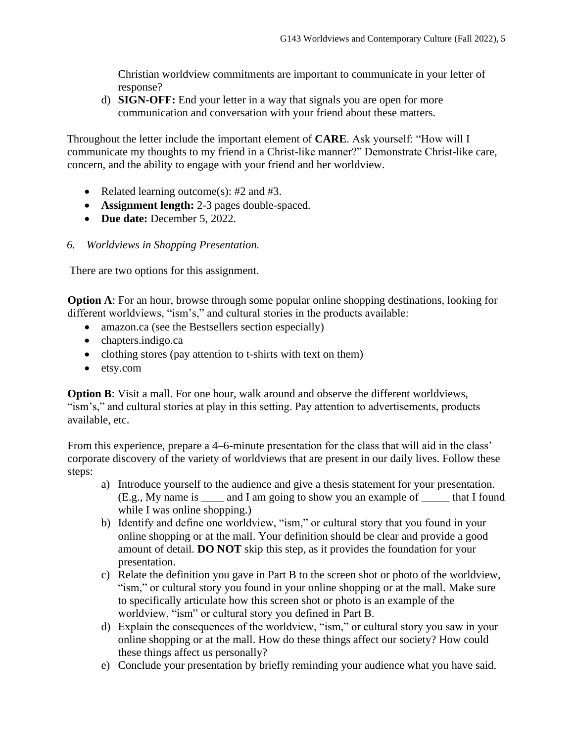Christian worldview commitments are important to communicate in your letter of response?

d) **SIGN-OFF:** End your letter in a way that signals you are open for more communication and conversation with your friend about these matters.

Throughout the letter include the important element of **CARE**. Ask yourself: "How will I communicate my thoughts to my friend in a Christ-like manner?" Demonstrate Christ-like care, concern, and the ability to engage with your friend and her worldview.

- Related learning outcome(s): #2 and #3.
- **Assignment length:** 2-3 pages double-spaced.
- **Due date:** December 5, 2022.

*6. Worldviews in Shopping Presentation.*

There are two options for this assignment.

**Option A**: For an hour, browse through some popular online shopping destinations, looking for different worldviews, "ism's," and cultural stories in the products available:

- amazon.ca (see the Bestsellers section especially)
- chapters.indigo.ca
- clothing stores (pay attention to t-shirts with text on them)
- etsy.com

**Option B**: Visit a mall. For one hour, walk around and observe the different worldviews, "ism's," and cultural stories at play in this setting. Pay attention to advertisements, products available, etc.

From this experience, prepare a 4–6-minute presentation for the class that will aid in the class' corporate discovery of the variety of worldviews that are present in our daily lives. Follow these steps:

a) Introduce yourself to the audience and give a thesis statement for your presentation. (E.g., My name is ____ and I am going to show you an example of _____ that I found while I was online shopping.)
b) Identify and define one worldview, "ism," or cultural story that you found in your online shopping or at the mall. Your definition should be clear and provide a good amount of detail. **DO NOT** skip this step, as it provides the foundation for your presentation.
c) Relate the definition you gave in Part B to the screen shot or photo of the worldview, "ism," or cultural story you found in your online shopping or at the mall. Make sure to specifically articulate how this screen shot or photo is an example of the worldview, "ism" or cultural story you defined in Part B.
d) Explain the consequences of the worldview, "ism," or cultural story you saw in your online shopping or at the mall. How do these things affect our society? How could these things affect us personally?
e) Conclude your presentation by briefly reminding your audience what you have said.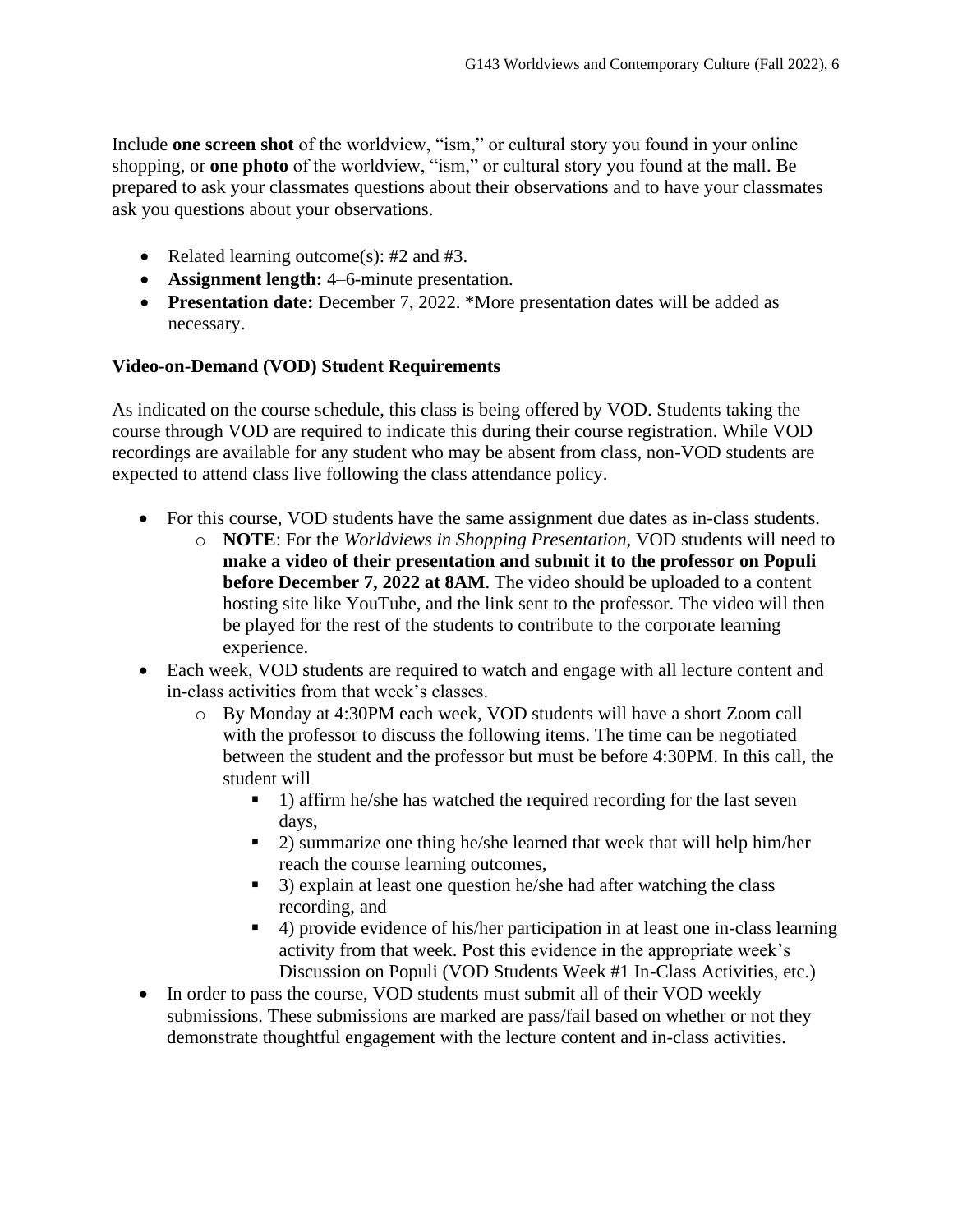Include **one screen shot** of the worldview, "ism," or cultural story you found in your online shopping, or **one photo** of the worldview, "ism," or cultural story you found at the mall. Be prepared to ask your classmates questions about their observations and to have your classmates ask you questions about your observations.

- Related learning outcome(s): #2 and #3.
- **Assignment length:** 4–6-minute presentation.
- **Presentation date:** December 7, 2022. *More presentation dates will be added as necessary.

**Video-on-Demand (VOD) Student Requirements**

As indicated on the course schedule, this class is being offered by VOD. Students taking the course through VOD are required to indicate this during their course registration. While VOD recordings are available for any student who may be absent from class, non-VOD students are expected to attend class live following the class attendance policy.

- For this course, VOD students have the same assignment due dates as in-class students.
  - **NOTE**: For the *Worldviews in Shopping Presentation,* VOD students will need to **make a video of their presentation and submit it to the professor on Populi before December 7, 2022 at 8AM**. The video should be uploaded to a content hosting site like YouTube, and the link sent to the professor. The video will then be played for the rest of the students to contribute to the corporate learning experience.
- Each week, VOD students are required to watch and engage with all lecture content and in-class activities from that week's classes.
  - By Monday at 4:30PM each week, VOD students will have a short Zoom call with the professor to discuss the following items. The time can be negotiated between the student and the professor but must be before 4:30PM. In this call, the student will
    - 1) affirm he/she has watched the required recording for the last seven days,
    - 2) summarize one thing he/she learned that week that will help him/her reach the course learning outcomes,
    - 3) explain at least one question he/she had after watching the class recording, and
    - 4) provide evidence of his/her participation in at least one in-class learning activity from that week. Post this evidence in the appropriate week's Discussion on Populi (VOD Students Week #1 In-Class Activities, etc.)
- In order to pass the course, VOD students must submit all of their VOD weekly submissions. These submissions are marked are pass/fail based on whether or not they demonstrate thoughtful engagement with the lecture content and in-class activities.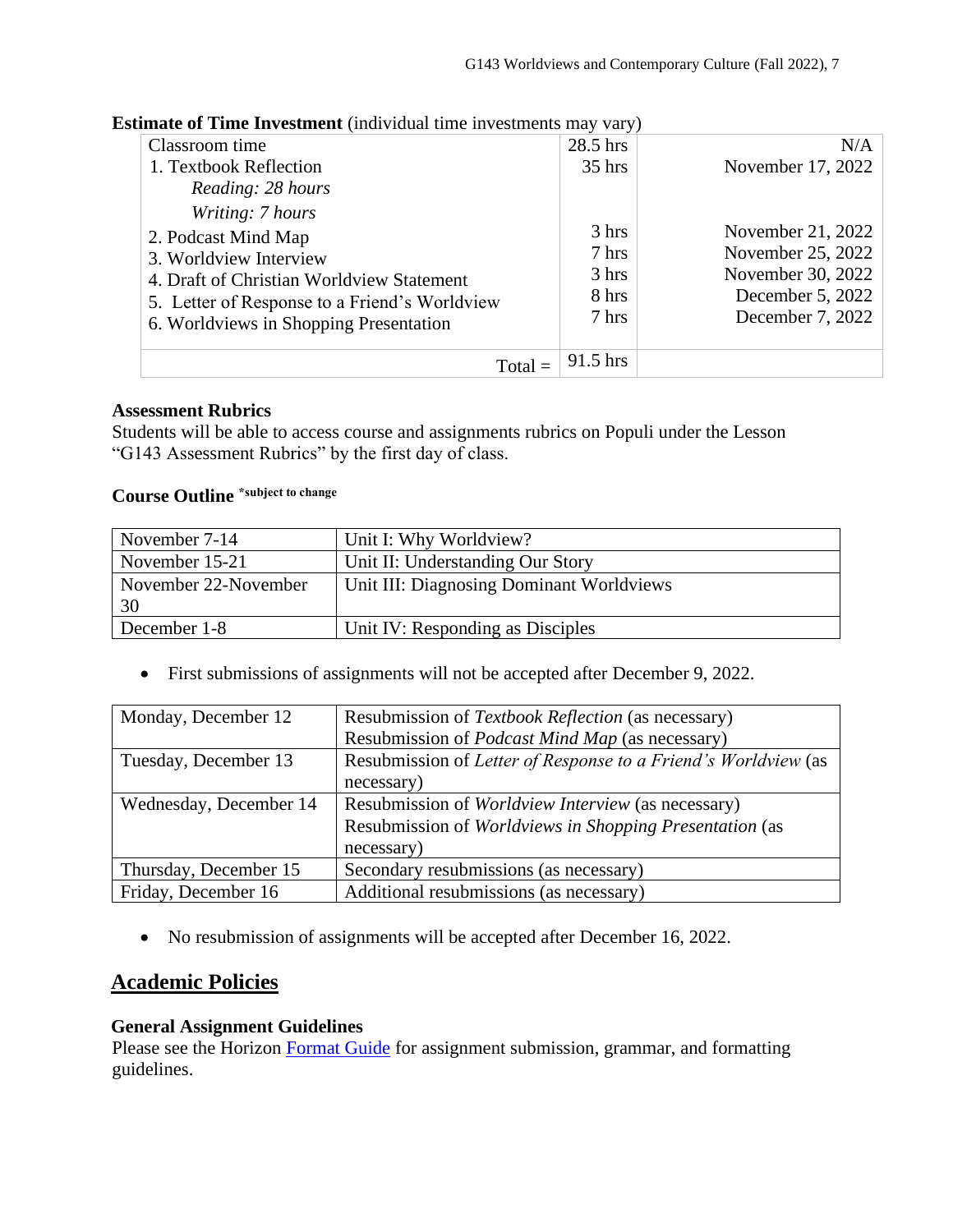**Estimate of Time Investment** (individual time investments may vary)

| | | |
|---|---|---|
| Classroom time | 28.5 hrs | N/A |
| 1. Textbook Reflection<br>*Reading: 28 hours*<br>*Writing: 7 hours* | 35 hrs | November 17, 2022 |
| 2. Podcast Mind Map | 3 hrs | November 21, 2022 |
| 3. Worldview Interview | 7 hrs | November 25, 2022 |
| 4. Draft of Christian Worldview Statement | 3 hrs | November 30, 2022 |
| 5. Letter of Response to a Friend's Worldview | 8 hrs | December 5, 2022 |
| 6. Worldviews in Shopping Presentation | 7 hrs | December 7, 2022 |
| Total = | 91.5 hrs | |

**Assessment Rubrics**
Students will be able to access course and assignments rubrics on Populi under the Lesson "G143 Assessment Rubrics" by the first day of class.

**Course Outline** **\*subject to change**

| | |
|---|---|
| November 7-14 | Unit I: Why Worldview? |
| November 15-21 | Unit II: Understanding Our Story |
| November 22-November 30 | Unit III: Diagnosing Dominant Worldviews |
| December 1-8 | Unit IV: Responding as Disciples |

- First submissions of assignments will not be accepted after December 9, 2022.

| | |
|---|---|
| Monday, December 12 | Resubmission of *Textbook Reflection* (as necessary)<br>Resubmission of *Podcast Mind Map* (as necessary) |
| Tuesday, December 13 | Resubmission of *Letter of Response to a Friend's Worldview* (as necessary) |
| Wednesday, December 14 | Resubmission of *Worldview Interview* (as necessary)<br>Resubmission of *Worldviews in Shopping Presentation* (as necessary) |
| Thursday, December 15 | Secondary resubmissions (as necessary) |
| Friday, December 16 | Additional resubmissions (as necessary) |

- No resubmission of assignments will be accepted after December 16, 2022.

## Academic Policies

**General Assignment Guidelines**
Please see the Horizon Format Guide for assignment submission, grammar, and formatting guidelines.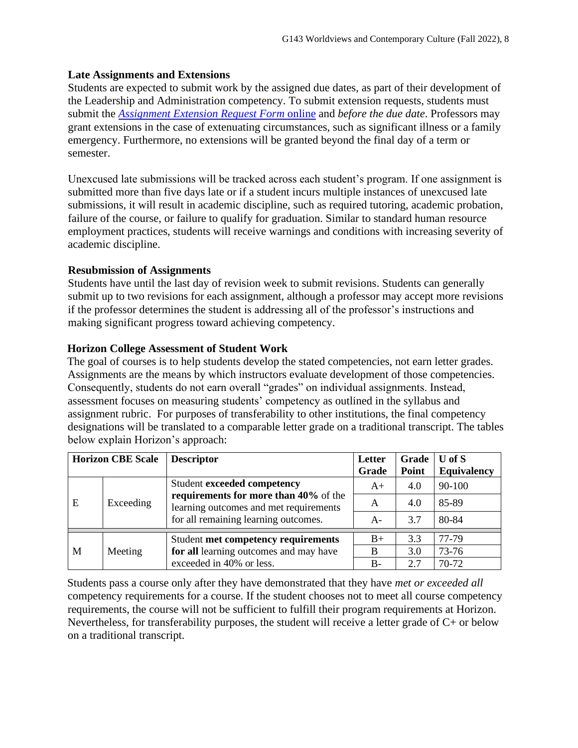### Late Assignments and Extensions

Students are expected to submit work by the assigned due dates, as part of their development of the Leadership and Administration competency. To submit extension requests, students must submit the *Assignment Extension Request Form* online and *before the due date*. Professors may grant extensions in the case of extenuating circumstances, such as significant illness or a family emergency. Furthermore, no extensions will be granted beyond the final day of a term or semester.

Unexcused late submissions will be tracked across each student's program. If one assignment is submitted more than five days late or if a student incurs multiple instances of unexcused late submissions, it will result in academic discipline, such as required tutoring, academic probation, failure of the course, or failure to qualify for graduation. Similar to standard human resource employment practices, students will receive warnings and conditions with increasing severity of academic discipline.

### Resubmission of Assignments

Students have until the last day of revision week to submit revisions. Students can generally submit up to two revisions for each assignment, although a professor may accept more revisions if the professor determines the student is addressing all of the professor's instructions and making significant progress toward achieving competency.

### Horizon College Assessment of Student Work

The goal of courses is to help students develop the stated competencies, not earn letter grades. Assignments are the means by which instructors evaluate development of those competencies. Consequently, students do not earn overall "grades" on individual assignments. Instead, assessment focuses on measuring students' competency as outlined in the syllabus and assignment rubric. For purposes of transferability to other institutions, the final competency designations will be translated to a comparable letter grade on a traditional transcript. The tables below explain Horizon's approach:

| Horizon CBE Scale | | Descriptor | Letter Grade | Grade Point | U of S Equivalency |
|---|---|---|---|---|---|
| E | Exceeding | Student **exceeded competency requirements for more than 40%** of the learning outcomes and met requirements for all remaining learning outcomes. | A+ | 4.0 | 90-100 |
| | | | A | 4.0 | 85-89 |
| | | | A- | 3.7 | 80-84 |
| M | Meeting | Student **met competency requirements for all** learning outcomes and may have exceeded in 40% or less. | B+ | 3.3 | 77-79 |
| | | | B | 3.0 | 73-76 |
| | | | B- | 2.7 | 70-72 |

Students pass a course only after they have demonstrated that they have *met or exceeded all* competency requirements for a course. If the student chooses not to meet all course competency requirements, the course will not be sufficient to fulfill their program requirements at Horizon. Nevertheless, for transferability purposes, the student will receive a letter grade of C+ or below on a traditional transcript.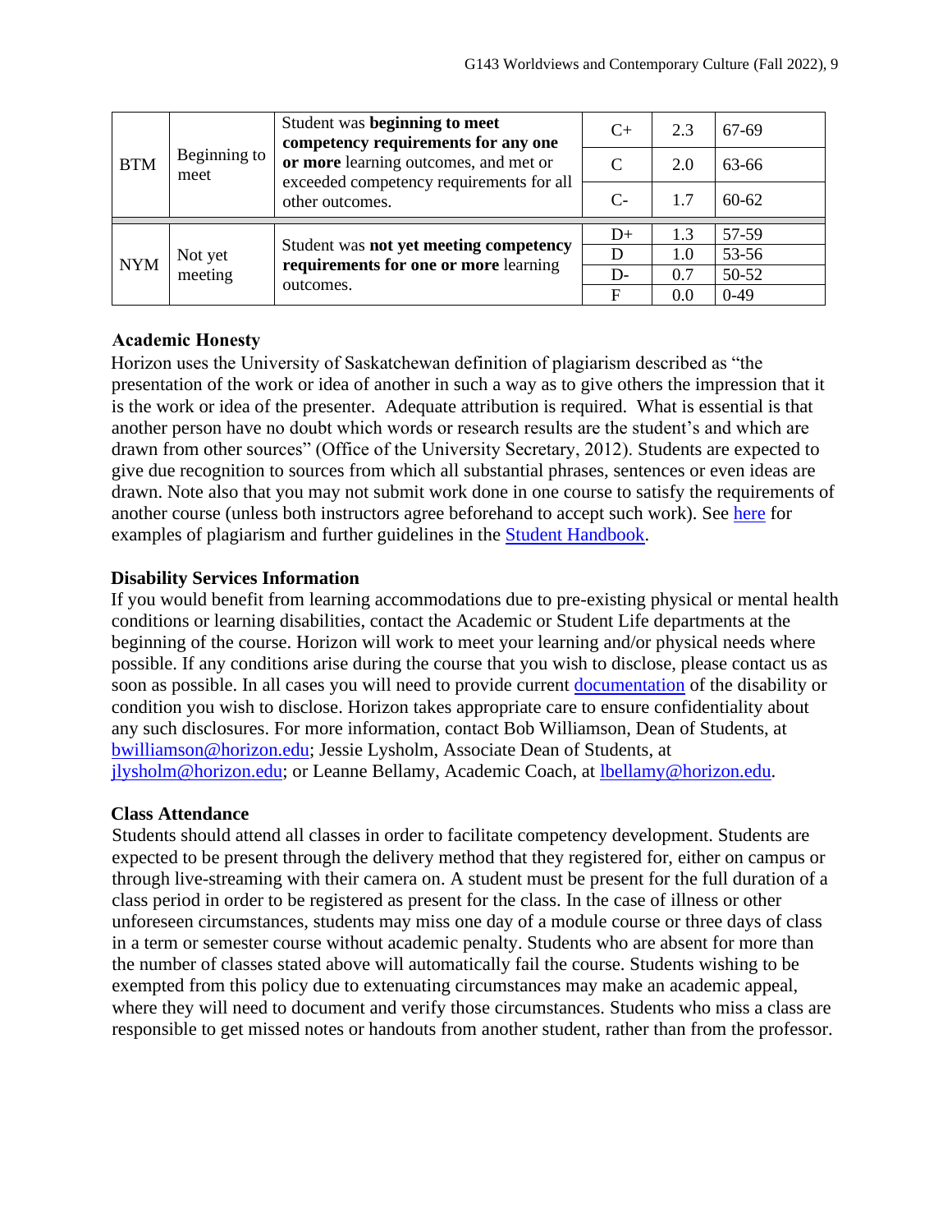| BTM | Beginning to meet | Student was **beginning to meet competency requirements for any one or more** learning outcomes, and met or exceeded competency requirements for all other outcomes. | C+ | 2.3 | 67-69 |
|---|---|---|---|---|---|
| | | | C | 2.0 | 63-66 |
| | | | C- | 1.7 | 60-62 |
| NYM | Not yet meeting | Student was **not yet meeting competency requirements for one or more** learning outcomes. | D+ | 1.3 | 57-59 |
| | | | D | 1.0 | 53-56 |
| | | | D- | 0.7 | 50-52 |
| | | | F | 0.0 | 0-49 |

### Academic Honesty

Horizon uses the University of Saskatchewan definition of plagiarism described as "the presentation of the work or idea of another in such a way as to give others the impression that it is the work or idea of the presenter. Adequate attribution is required. What is essential is that another person have no doubt which words or research results are the student's and which are drawn from other sources" (Office of the University Secretary, 2012). Students are expected to give due recognition to sources from which all substantial phrases, sentences or even ideas are drawn. Note also that you may not submit work done in one course to satisfy the requirements of another course (unless both instructors agree beforehand to accept such work). See here for examples of plagiarism and further guidelines in the Student Handbook.

### Disability Services Information

If you would benefit from learning accommodations due to pre-existing physical or mental health conditions or learning disabilities, contact the Academic or Student Life departments at the beginning of the course. Horizon will work to meet your learning and/or physical needs where possible. If any conditions arise during the course that you wish to disclose, please contact us as soon as possible. In all cases you will need to provide current documentation of the disability or condition you wish to disclose. Horizon takes appropriate care to ensure confidentiality about any such disclosures. For more information, contact Bob Williamson, Dean of Students, at bwilliamson@horizon.edu; Jessie Lysholm, Associate Dean of Students, at jlysholm@horizon.edu; or Leanne Bellamy, Academic Coach, at lbellamy@horizon.edu.

### Class Attendance

Students should attend all classes in order to facilitate competency development. Students are expected to be present through the delivery method that they registered for, either on campus or through live-streaming with their camera on. A student must be present for the full duration of a class period in order to be registered as present for the class. In the case of illness or other unforeseen circumstances, students may miss one day of a module course or three days of class in a term or semester course without academic penalty. Students who are absent for more than the number of classes stated above will automatically fail the course. Students wishing to be exempted from this policy due to extenuating circumstances may make an academic appeal, where they will need to document and verify those circumstances. Students who miss a class are responsible to get missed notes or handouts from another student, rather than from the professor.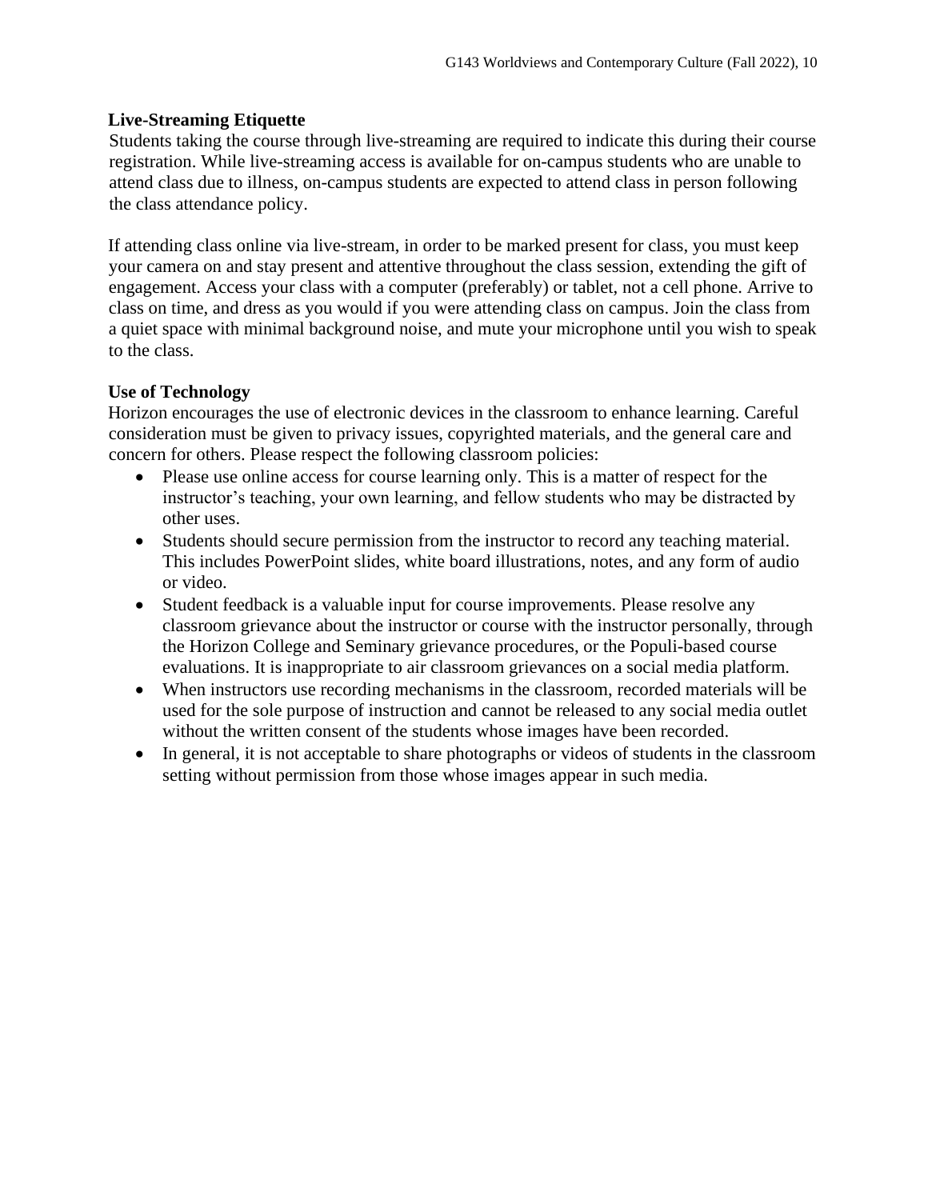**Live-Streaming Etiquette**

Students taking the course through live-streaming are required to indicate this during their course registration. While live-streaming access is available for on-campus students who are unable to attend class due to illness, on-campus students are expected to attend class in person following the class attendance policy.

If attending class online via live-stream, in order to be marked present for class, you must keep your camera on and stay present and attentive throughout the class session, extending the gift of engagement. Access your class with a computer (preferably) or tablet, not a cell phone. Arrive to class on time, and dress as you would if you were attending class on campus. Join the class from a quiet space with minimal background noise, and mute your microphone until you wish to speak to the class.

**Use of Technology**

Horizon encourages the use of electronic devices in the classroom to enhance learning. Careful consideration must be given to privacy issues, copyrighted materials, and the general care and concern for others. Please respect the following classroom policies:

- Please use online access for course learning only. This is a matter of respect for the instructor's teaching, your own learning, and fellow students who may be distracted by other uses.
- Students should secure permission from the instructor to record any teaching material. This includes PowerPoint slides, white board illustrations, notes, and any form of audio or video.
- Student feedback is a valuable input for course improvements. Please resolve any classroom grievance about the instructor or course with the instructor personally, through the Horizon College and Seminary grievance procedures, or the Populi-based course evaluations. It is inappropriate to air classroom grievances on a social media platform.
- When instructors use recording mechanisms in the classroom, recorded materials will be used for the sole purpose of instruction and cannot be released to any social media outlet without the written consent of the students whose images have been recorded.
- In general, it is not acceptable to share photographs or videos of students in the classroom setting without permission from those whose images appear in such media.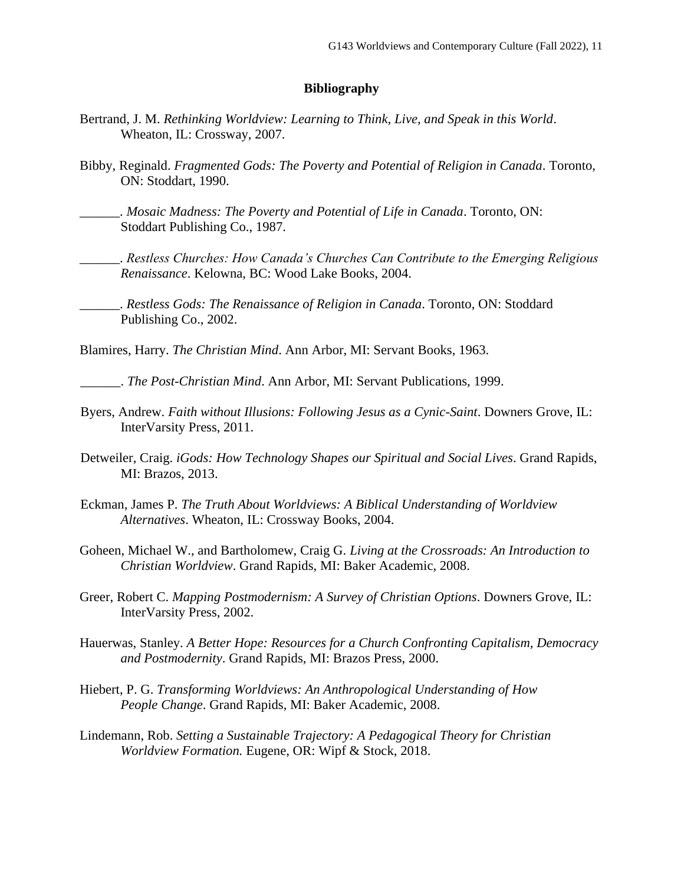## Bibliography

Bertrand, J. M. *Rethinking Worldview: Learning to Think, Live, and Speak in this World*. Wheaton, IL: Crossway, 2007.

Bibby, Reginald. *Fragmented Gods: The Poverty and Potential of Religion in Canada*. Toronto, ON: Stoddart, 1990.

______. *Mosaic Madness: The Poverty and Potential of Life in Canada*. Toronto, ON: Stoddart Publishing Co., 1987.

______. *Restless Churches: How Canada's Churches Can Contribute to the Emerging Religious Renaissance*. Kelowna, BC: Wood Lake Books, 2004.

______. *Restless Gods: The Renaissance of Religion in Canada*. Toronto, ON: Stoddard Publishing Co., 2002.

Blamires, Harry. *The Christian Mind*. Ann Arbor, MI: Servant Books, 1963.

______. *The Post-Christian Mind*. Ann Arbor, MI: Servant Publications, 1999.

Byers, Andrew. *Faith without Illusions: Following Jesus as a Cynic-Saint*. Downers Grove, IL: InterVarsity Press, 2011.

Detweiler, Craig. *iGods: How Technology Shapes our Spiritual and Social Lives*. Grand Rapids, MI: Brazos, 2013.

Eckman, James P. *The Truth About Worldviews: A Biblical Understanding of Worldview Alternatives*. Wheaton, IL: Crossway Books, 2004.

Goheen, Michael W., and Bartholomew, Craig G. *Living at the Crossroads: An Introduction to Christian Worldview*. Grand Rapids, MI: Baker Academic, 2008.

Greer, Robert C. *Mapping Postmodernism: A Survey of Christian Options*. Downers Grove, IL: InterVarsity Press, 2002.

Hauerwas, Stanley. *A Better Hope: Resources for a Church Confronting Capitalism, Democracy and Postmodernity*. Grand Rapids, MI: Brazos Press, 2000.

Hiebert, P. G. *Transforming Worldviews: An Anthropological Understanding of How People Change*. Grand Rapids, MI: Baker Academic, 2008.

Lindemann, Rob. *Setting a Sustainable Trajectory: A Pedagogical Theory for Christian Worldview Formation.* Eugene, OR: Wipf & Stock, 2018.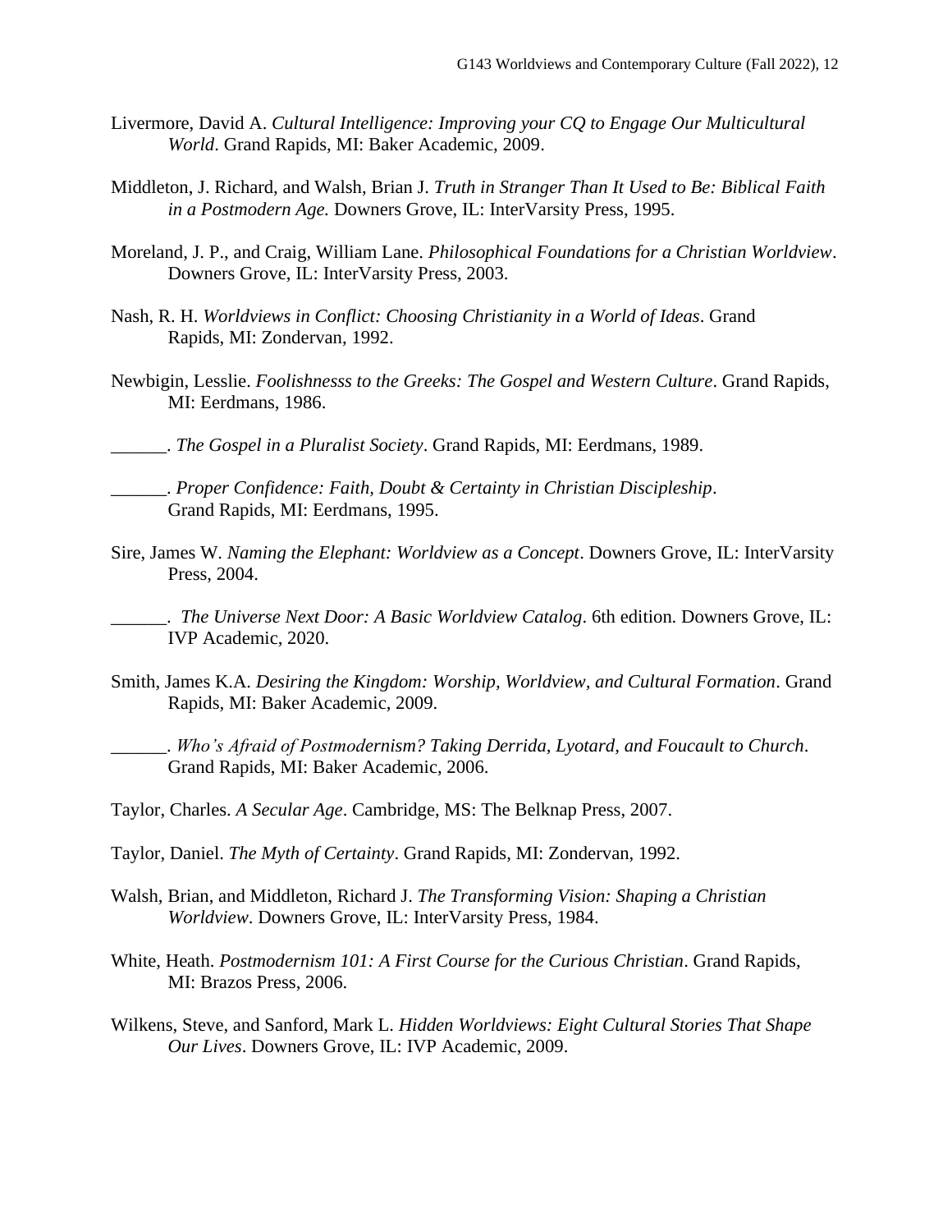Livermore, David A. *Cultural Intelligence: Improving your CQ to Engage Our Multicultural World*. Grand Rapids, MI: Baker Academic, 2009.

Middleton, J. Richard, and Walsh, Brian J. *Truth in Stranger Than It Used to Be: Biblical Faith in a Postmodern Age.* Downers Grove, IL: InterVarsity Press, 1995.

Moreland, J. P., and Craig, William Lane. *Philosophical Foundations for a Christian Worldview*. Downers Grove, IL: InterVarsity Press, 2003.

Nash, R. H. *Worldviews in Conflict: Choosing Christianity in a World of Ideas*. Grand Rapids, MI: Zondervan, 1992.

Newbigin, Lesslie. *Foolishnesss to the Greeks: The Gospel and Western Culture*. Grand Rapids, MI: Eerdmans, 1986.

______. *The Gospel in a Pluralist Society*. Grand Rapids, MI: Eerdmans, 1989.

______. *Proper Confidence: Faith, Doubt & Certainty in Christian Discipleship*. Grand Rapids, MI: Eerdmans, 1995.

Sire, James W. *Naming the Elephant: Worldview as a Concept*. Downers Grove, IL: InterVarsity Press, 2004.

______. *The Universe Next Door: A Basic Worldview Catalog*. 6th edition. Downers Grove, IL: IVP Academic, 2020.

Smith, James K.A. *Desiring the Kingdom: Worship, Worldview, and Cultural Formation*. Grand Rapids, MI: Baker Academic, 2009.

______. *Who's Afraid of Postmodernism? Taking Derrida, Lyotard, and Foucault to Church*. Grand Rapids, MI: Baker Academic, 2006.

Taylor, Charles. *A Secular Age*. Cambridge, MS: The Belknap Press, 2007.

Taylor, Daniel. *The Myth of Certainty*. Grand Rapids, MI: Zondervan, 1992.

Walsh, Brian, and Middleton, Richard J. *The Transforming Vision: Shaping a Christian Worldview*. Downers Grove, IL: InterVarsity Press, 1984.

White, Heath. *Postmodernism 101: A First Course for the Curious Christian*. Grand Rapids, MI: Brazos Press, 2006.

Wilkens, Steve, and Sanford, Mark L. *Hidden Worldviews: Eight Cultural Stories That Shape Our Lives*. Downers Grove, IL: IVP Academic, 2009.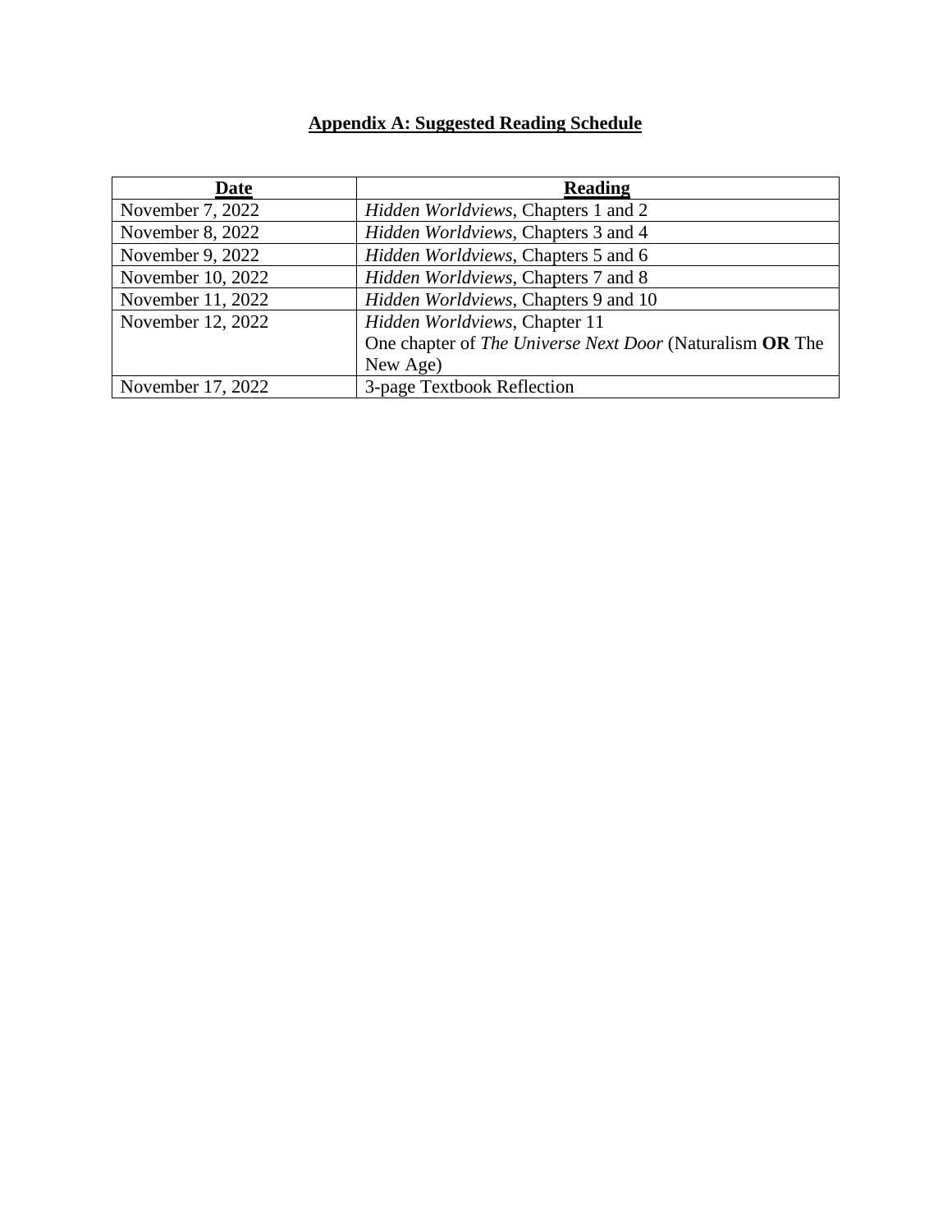## Appendix A: Suggested Reading Schedule

| **Date** | **Reading** |
| --- | --- |
| November 7, 2022 | *Hidden Worldviews*, Chapters 1 and 2 |
| November 8, 2022 | *Hidden Worldviews*, Chapters 3 and 4 |
| November 9, 2022 | *Hidden Worldviews*, Chapters 5 and 6 |
| November 10, 2022 | *Hidden Worldviews*, Chapters 7 and 8 |
| November 11, 2022 | *Hidden Worldviews*, Chapters 9 and 10 |
| November 12, 2022 | *Hidden Worldviews*, Chapter 11<br>One chapter of *The Universe Next Door* (Naturalism **OR** The New Age) |
| November 17, 2022 | 3-page Textbook Reflection |